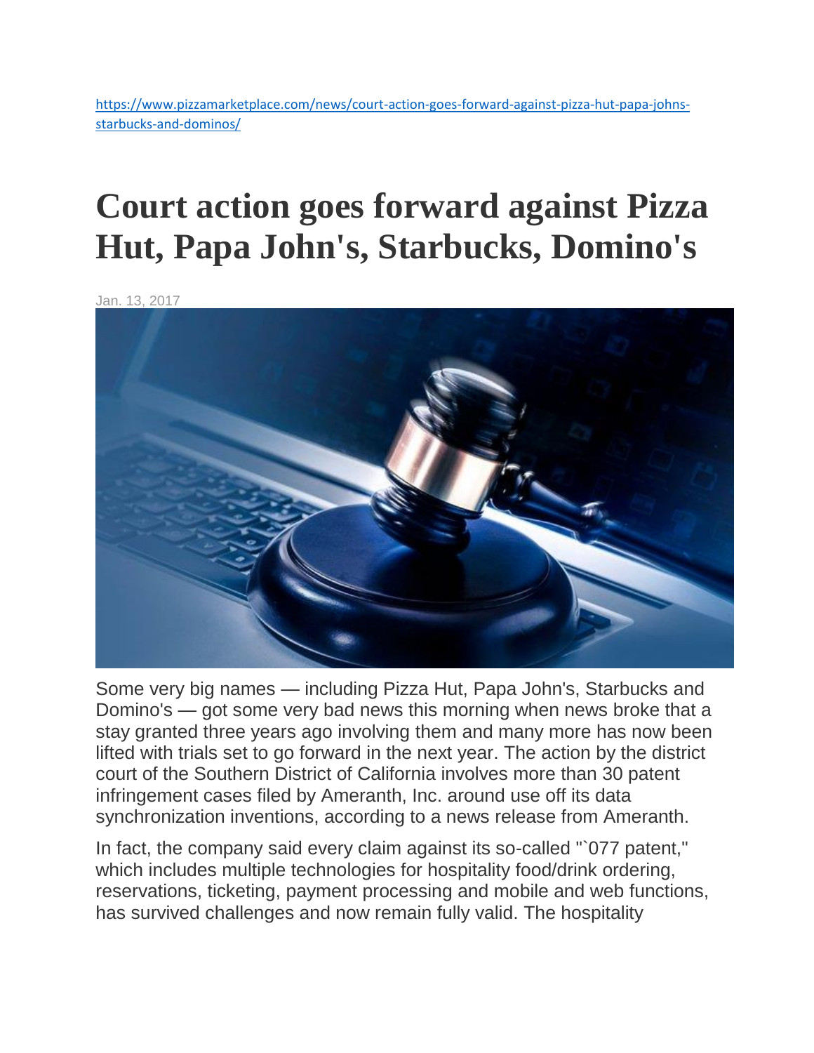https://www.pizzamarketplace.com/news/court-action-goes-forward-against-pizza-hut-papa-johns-starbucks-and-dominos/

# Court action goes forward against Pizza Hut, Papa John's, Starbucks, Domino's

Jan. 13, 2017

Some very big names — including Pizza Hut, Papa John's, Starbucks and Domino's — got some very bad news this morning when news broke that a stay granted three years ago involving them and many more has now been lifted with trials set to go forward in the next year. The action by the district court of the Southern District of California involves more than 30 patent infringement cases filed by Ameranth, Inc. around use off its data synchronization inventions, according to a news release from Ameranth.

In fact, the company said every claim against its so-called "`077 patent," which includes multiple technologies for hospitality food/drink ordering, reservations, ticketing, payment processing and mobile and web functions, has survived challenges and now remain fully valid. The hospitality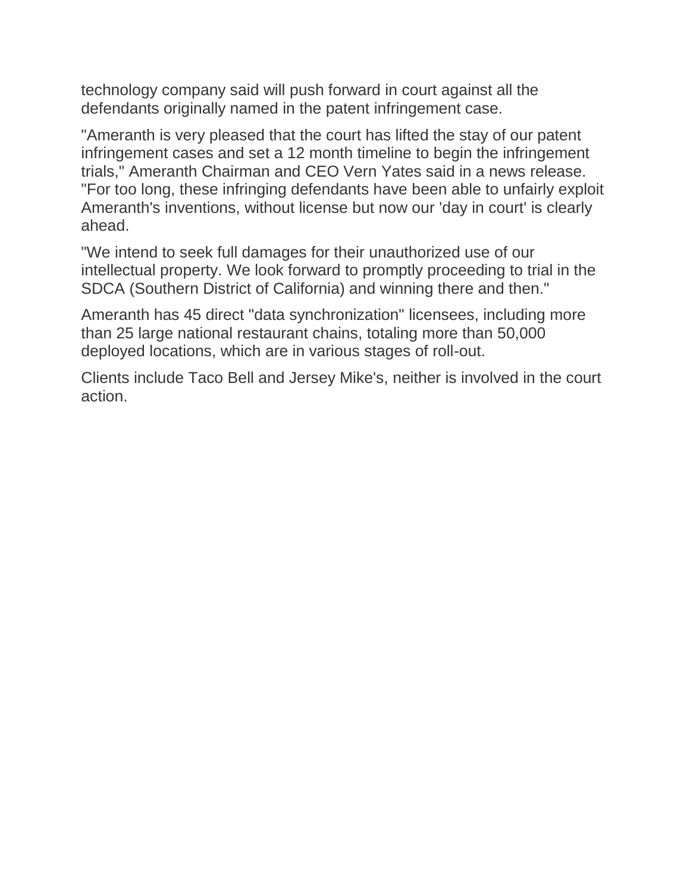technology company said will push forward in court against all the defendants originally named in the patent infringement case.

"Ameranth is very pleased that the court has lifted the stay of our patent infringement cases and set a 12 month timeline to begin the infringement trials," Ameranth Chairman and CEO Vern Yates said in a news release. "For too long, these infringing defendants have been able to unfairly exploit Ameranth's inventions, without license but now our 'day in court' is clearly ahead.

"We intend to seek full damages for their unauthorized use of our intellectual property. We look forward to promptly proceeding to trial in the SDCA (Southern District of California) and winning there and then."

Ameranth has 45 direct "data synchronization" licensees, including more than 25 large national restaurant chains, totaling more than 50,000 deployed locations, which are in various stages of roll-out.

Clients include Taco Bell and Jersey Mike's, neither is involved in the court action.